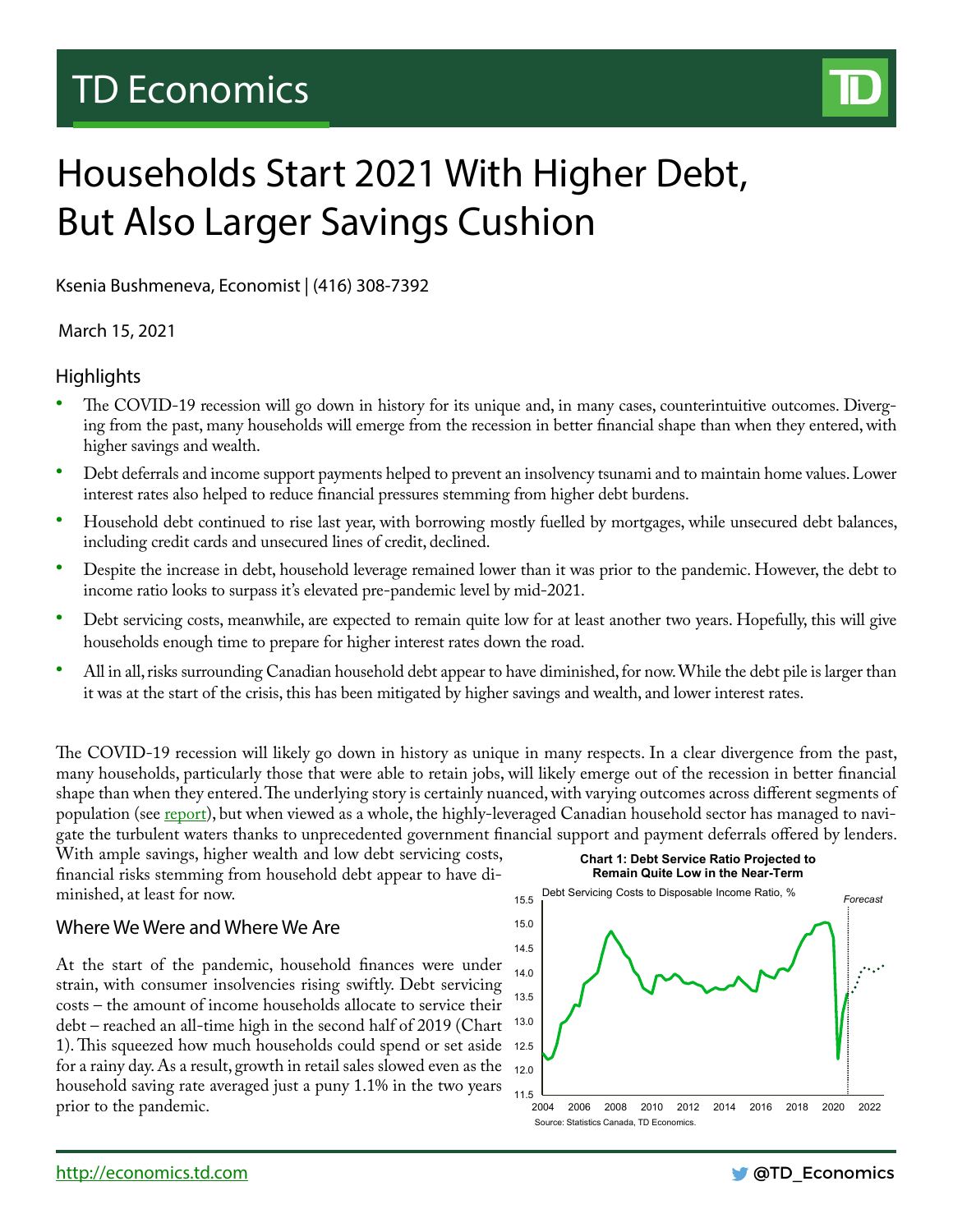# Households Start 2021 With Higher Debt, But Also Larger Savings Cushion

Ksenia Bushmeneva, Economist | (416) 308-7392

March 15, 2021

## Highlights

- The COVID-19 recession will go down in history for its unique and, in many cases, counterintuitive outcomes. Diverging from the past, many households will emerge from the recession in better financial shape than when they entered, with higher savings and wealth.
- Debt deferrals and income support payments helped to prevent an insolvency tsunami and to maintain home values. Lower interest rates also helped to reduce financial pressures stemming from higher debt burdens.
- Household debt continued to rise last year, with borrowing mostly fuelled by mortgages, while unsecured debt balances, including credit cards and unsecured lines of credit, declined.
- Despite the increase in debt, household leverage remained lower than it was prior to the pandemic. However, the debt to income ratio looks to surpass it's elevated pre-pandemic level by mid-2021.
- Debt servicing costs, meanwhile, are expected to remain quite low for at least another two years. Hopefully, this will give households enough time to prepare for higher interest rates down the road.
- All in all, risks surrounding Canadian household debt appear to have diminished, for now. While the debt pile is larger than it was at the start of the crisis, this has been mitigated by higher savings and wealth, and lower interest rates.

The COVID-19 recession will likely go down in history as unique in many respects. In a clear divergence from the past, many households, particularly those that were able to retain jobs, will likely emerge out of the recession in better financial shape than when they entered. The underlying story is certainly nuanced, with varying outcomes across different segments of population (see report), but when viewed as a whole, the highly-leveraged Canadian household sector has managed to navigate the turbulent waters thanks to unprecedented government financial support and payment deferrals offered by lenders. With ample savings, higher wealth and low debt servicing costs, financial risks stemming from household debt appear to have diminished, at least for now.

## Where We Were and Where We Are

At the start of the pandemic, household finances were under strain, with consumer insolvencies rising swiftly. Debt servicing costs – the amount of income households allocate to service their debt – reached an all-time high in the second half of 2019 (Chart 1). This squeezed how much households could spend or set aside for a rainy day. As a result, growth in retail sales slowed even as the household saving rate averaged just a puny 1.1% in the two years prior to the pandemic.

**Chart 1: Debt Service Ratio Projected to Remain Quite Low in the Near-Term**

Debt Servicing Costs to Disposable Income Ratio, %

Source: Statistics Canada, TD Economics.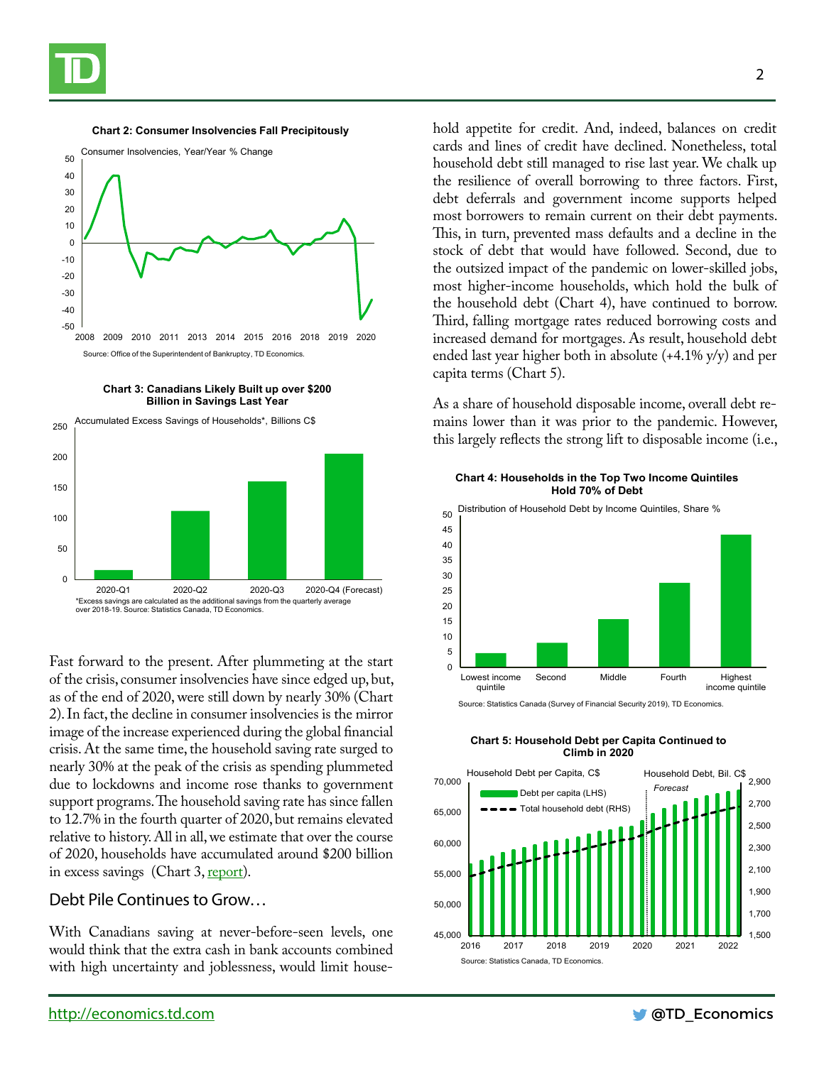**Chart 2: Consumer Insolvencies Fall Precipitously**

Consumer Insolvencies, Year/Year % Change

Source: Office of the Superintendent of Bankruptcy, TD Economics.

**Chart 3: Canadians Likely Built up over $200 Billion in Savings Last Year**

Accumulated Excess Savings of Households*, Billions C$

*Excess savings are calculated as the additional savings from the quarterly average over 2018-19. Source: Statistics Canada, TD Economics.

Fast forward to the present. After plummeting at the start of the crisis, consumer insolvencies have since edged up, but, as of the end of 2020, were still down by nearly 30% (Chart 2). In fact, the decline in consumer insolvencies is the mirror image of the increase experienced during the global financial crisis. At the same time, the household saving rate surged to nearly 30% at the peak of the crisis as spending plummeted due to lockdowns and income rose thanks to government support programs. The household saving rate has since fallen to 12.7% in the fourth quarter of 2020, but remains elevated relative to history. All in all, we estimate that over the course of 2020, households have accumulated around $200 billion in excess savings (Chart 3, report).

## Debt Pile Continues to Grow…

With Canadians saving at never-before-seen levels, one would think that the extra cash in bank accounts combined with high uncertainty and joblessness, would limit household appetite for credit. And, indeed, balances on credit cards and lines of credit have declined. Nonetheless, total household debt still managed to rise last year. We chalk up the resilience of overall borrowing to three factors. First, debt deferrals and government income supports helped most borrowers to remain current on their debt payments. This, in turn, prevented mass defaults and a decline in the stock of debt that would have followed. Second, due to the outsized impact of the pandemic on lower-skilled jobs, most higher-income households, which hold the bulk of the household debt (Chart 4), have continued to borrow. Third, falling mortgage rates reduced borrowing costs and increased demand for mortgages. As result, household debt ended last year higher both in absolute (+4.1% y/y) and per capita terms (Chart 5).

As a share of household disposable income, overall debt remains lower than it was prior to the pandemic. However, this largely reflects the strong lift to disposable income (i.e.,

**Chart 4: Households in the Top Two Income Quintiles Hold 70% of Debt**

Distribution of Household Debt by Income Quintiles, Share %

Source: Statistics Canada (Survey of Financial Security 2019), TD Economics.

**Chart 5: Household Debt per Capita Continued to Climb in 2020**

Household Debt per Capita, C$ — Household Debt, Bil. C$

Source: Statistics Canada, TD Economics.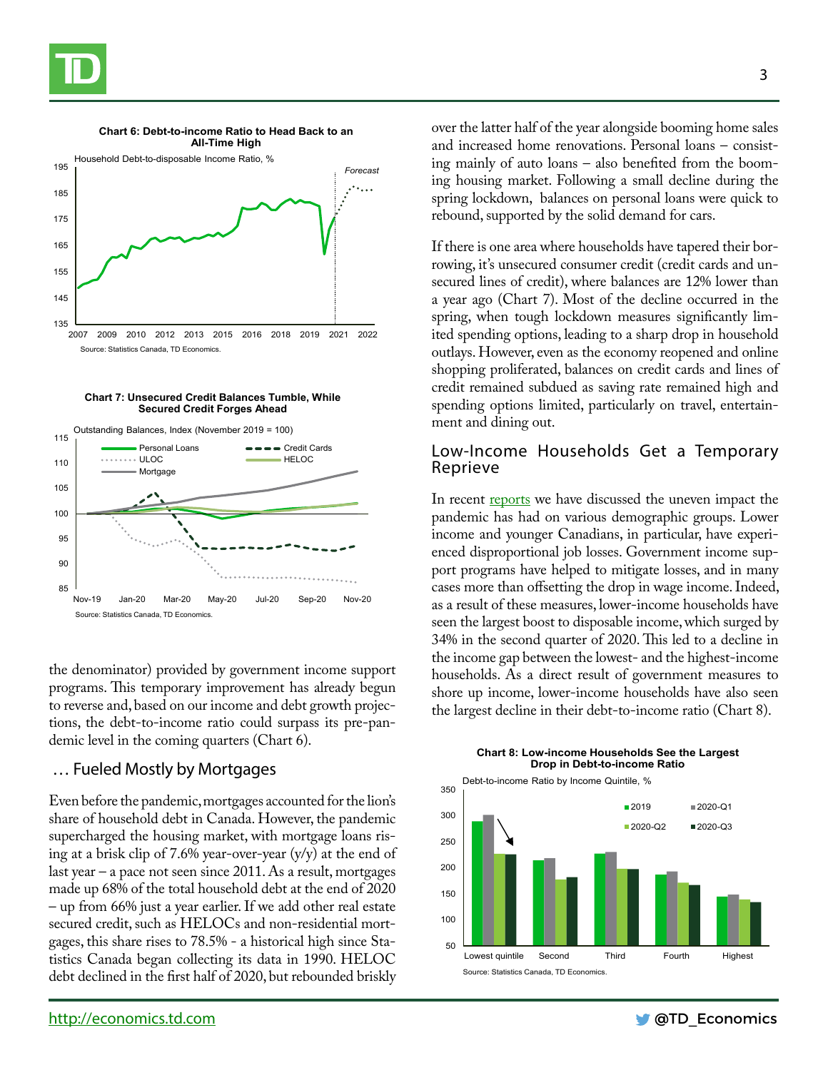**Chart 6: Debt-to-income Ratio to Head Back to an All-Time High**

Household Debt-to-disposable Income Ratio, %

Source: Statistics Canada, TD Economics.

**Chart 7: Unsecured Credit Balances Tumble, While Secured Credit Forges Ahead**

Outstanding Balances, Index (November 2019 = 100)

Source: Statistics Canada, TD Economics.

the denominator) provided by government income support programs. This temporary improvement has already begun to reverse and, based on our income and debt growth projections, the debt-to-income ratio could surpass its pre-pandemic level in the coming quarters (Chart 6).

## … Fueled Mostly by Mortgages

Even before the pandemic, mortgages accounted for the lion's share of household debt in Canada. However, the pandemic supercharged the housing market, with mortgage loans rising at a brisk clip of 7.6% year-over-year (y/y) at the end of last year – a pace not seen since 2011. As a result, mortgages made up 68% of the total household debt at the end of 2020 – up from 66% just a year earlier. If we add other real estate secured credit, such as HELOCs and non-residential mortgages, this share rises to 78.5% - a historical high since Statistics Canada began collecting its data in 1990. HELOC debt declined in the first half of 2020, but rebounded briskly over the latter half of the year alongside booming home sales and increased home renovations. Personal loans – consisting mainly of auto loans – also benefited from the booming housing market. Following a small decline during the spring lockdown, balances on personal loans were quick to rebound, supported by the solid demand for cars.

If there is one area where households have tapered their borrowing, it's unsecured consumer credit (credit cards and unsecured lines of credit), where balances are 12% lower than a year ago (Chart 7). Most of the decline occurred in the spring, when tough lockdown measures significantly limited spending options, leading to a sharp drop in household outlays. However, even as the economy reopened and online shopping proliferated, balances on credit cards and lines of credit remained subdued as saving rate remained high and spending options limited, particularly on travel, entertainment and dining out.

## Low-Income Households Get a Temporary Reprieve

In recent reports we have discussed the uneven impact the pandemic has had on various demographic groups. Lower income and younger Canadians, in particular, have experienced disproportional job losses. Government income support programs have helped to mitigate losses, and in many cases more than offsetting the drop in wage income. Indeed, as a result of these measures, lower-income households have seen the largest boost to disposable income, which surged by 34% in the second quarter of 2020. This led to a decline in the income gap between the lowest- and the highest-income households. As a direct result of government measures to shore up income, lower-income households have also seen the largest decline in their debt-to-income ratio (Chart 8).

**Chart 8: Low-income Households See the Largest Drop in Debt-to-income Ratio**

Debt-to-income Ratio by Income Quintile, %

Source: Statistics Canada, TD Economics.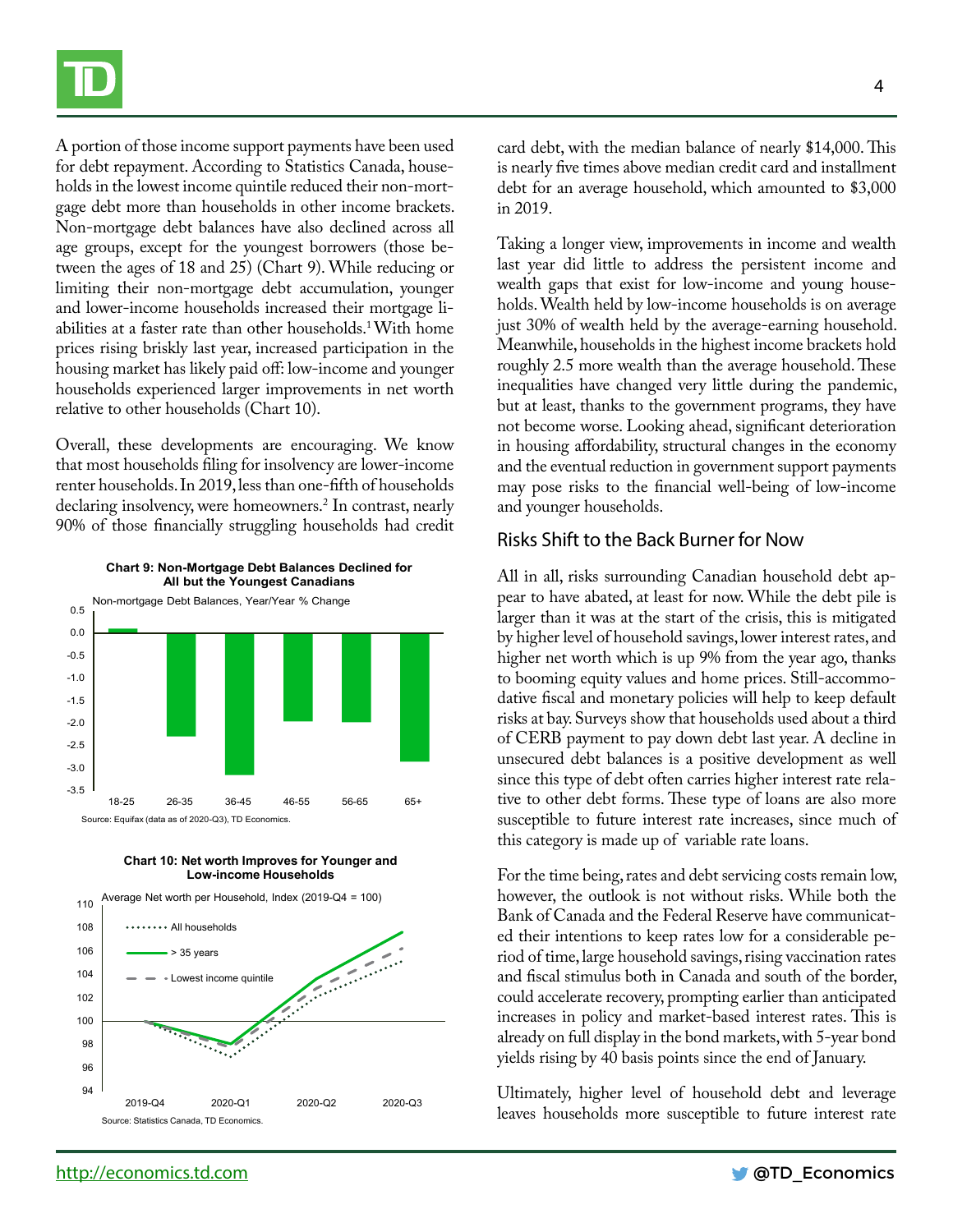A portion of those income support payments have been used for debt repayment. According to Statistics Canada, households in the lowest income quintile reduced their non-mortgage debt more than households in other income brackets. Non-mortgage debt balances have also declined across all age groups, except for the youngest borrowers (those between the ages of 18 and 25) (Chart 9). While reducing or limiting their non-mortgage debt accumulation, younger and lower-income households increased their mortgage liabilities at a faster rate than other households.[1] With home prices rising briskly last year, increased participation in the housing market has likely paid off: low-income and younger households experienced larger improvements in net worth relative to other households (Chart 10).

Overall, these developments are encouraging. We know that most households filing for insolvency are lower-income renter households. In 2019, less than one-fifth of households declaring insolvency, were homeowners.[2] In contrast, nearly 90% of those financially struggling households had credit card debt, with the median balance of nearly $14,000. This is nearly five times above median credit card and installment debt for an average household, which amounted to $3,000 in 2019.

**Chart 9: Non-Mortgage Debt Balances Declined for All but the Youngest Canadians**

Non-mortgage Debt Balances, Year/Year % Change

Source: Equifax (data as of 2020-Q3), TD Economics.

**Chart 10: Net worth Improves for Younger and Low-income Households**

Average Net worth per Household, Index (2019-Q4 = 100)

Source: Statistics Canada, TD Economics.

Taking a longer view, improvements in income and wealth last year did little to address the persistent income and wealth gaps that exist for low-income and young households. Wealth held by low-income households is on average just 30% of wealth held by the average-earning household. Meanwhile, households in the highest income brackets hold roughly 2.5 more wealth than the average household. These inequalities have changed very little during the pandemic, but at least, thanks to the government programs, they have not become worse. Looking ahead, significant deterioration in housing affordability, structural changes in the economy and the eventual reduction in government support payments may pose risks to the financial well-being of low-income and younger households.

## Risks Shift to the Back Burner for Now

All in all, risks surrounding Canadian household debt appear to have abated, at least for now. While the debt pile is larger than it was at the start of the crisis, this is mitigated by higher level of household savings, lower interest rates, and higher net worth which is up 9% from the year ago, thanks to booming equity values and home prices. Still-accommodative fiscal and monetary policies will help to keep default risks at bay. Surveys show that households used about a third of CERB payment to pay down debt last year. A decline in unsecured debt balances is a positive development as well since this type of debt often carries higher interest rate relative to other debt forms. These type of loans are also more susceptible to future interest rate increases, since much of this category is made up of variable rate loans.

For the time being, rates and debt servicing costs remain low, however, the outlook is not without risks. While both the Bank of Canada and the Federal Reserve have communicated their intentions to keep rates low for a considerable period of time, large household savings, rising vaccination rates and fiscal stimulus both in Canada and south of the border, could accelerate recovery, prompting earlier than anticipated increases in policy and market-based interest rates. This is already on full display in the bond markets, with 5-year bond yields rising by 40 basis points since the end of January.

Ultimately, higher level of household debt and leverage leaves households more susceptible to future interest rate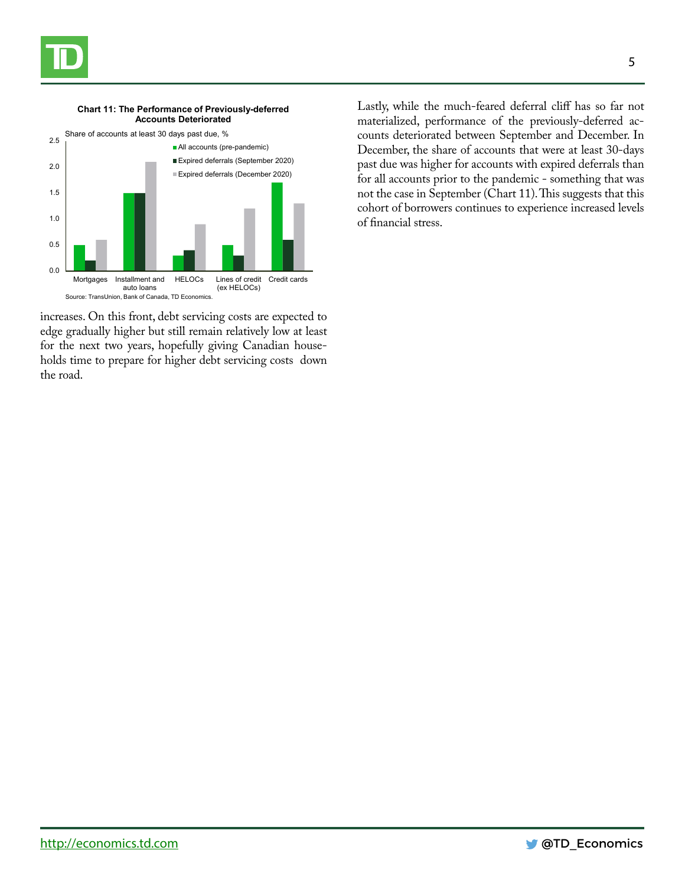**Chart 11: The Performance of Previously-deferred Accounts Deteriorated**

Share of accounts at least 30 days past due, %

Source: TransUnion, Bank of Canada, TD Economics.

increases. On this front, debt servicing costs are expected to edge gradually higher but still remain relatively low at least for the next two years, hopefully giving Canadian households time to prepare for higher debt servicing costs down the road.

Lastly, while the much-feared deferral cliff has so far not materialized, performance of the previously-deferred accounts deteriorated between September and December. In December, the share of accounts that were at least 30-days past due was higher for accounts with expired deferrals than for all accounts prior to the pandemic - something that was not the case in September (Chart 11). This suggests that this cohort of borrowers continues to experience increased levels of financial stress.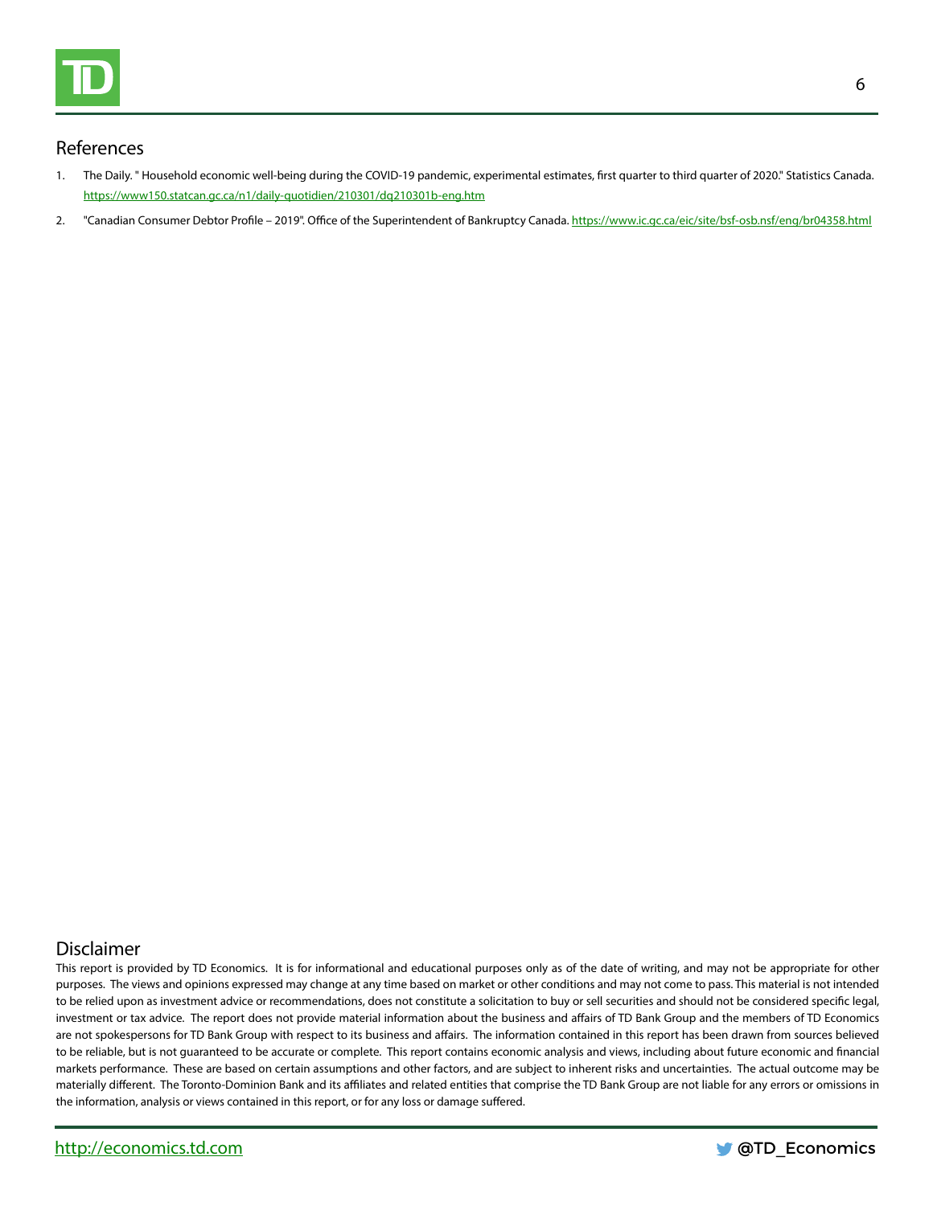## References

1. The Daily. " Household economic well-being during the COVID-19 pandemic, experimental estimates, first quarter to third quarter of 2020." Statistics Canada. https://www150.statcan.gc.ca/n1/daily-quotidien/210301/dq210301b-eng.htm

2. "Canadian Consumer Debtor Profile – 2019". Office of the Superintendent of Bankruptcy Canada. https://www.ic.gc.ca/eic/site/bsf-osb.nsf/eng/br04358.html

## Disclaimer

This report is provided by TD Economics. It is for informational and educational purposes only as of the date of writing, and may not be appropriate for other purposes. The views and opinions expressed may change at any time based on market or other conditions and may not come to pass. This material is not intended to be relied upon as investment advice or recommendations, does not constitute a solicitation to buy or sell securities and should not be considered specific legal, investment or tax advice. The report does not provide material information about the business and affairs of TD Bank Group and the members of TD Economics are not spokespersons for TD Bank Group with respect to its business and affairs. The information contained in this report has been drawn from sources believed to be reliable, but is not guaranteed to be accurate or complete. This report contains economic analysis and views, including about future economic and financial markets performance. These are based on certain assumptions and other factors, and are subject to inherent risks and uncertainties. The actual outcome may be materially different. The Toronto-Dominion Bank and its affiliates and related entities that comprise the TD Bank Group are not liable for any errors or omissions in the information, analysis or views contained in this report, or for any loss or damage suffered.